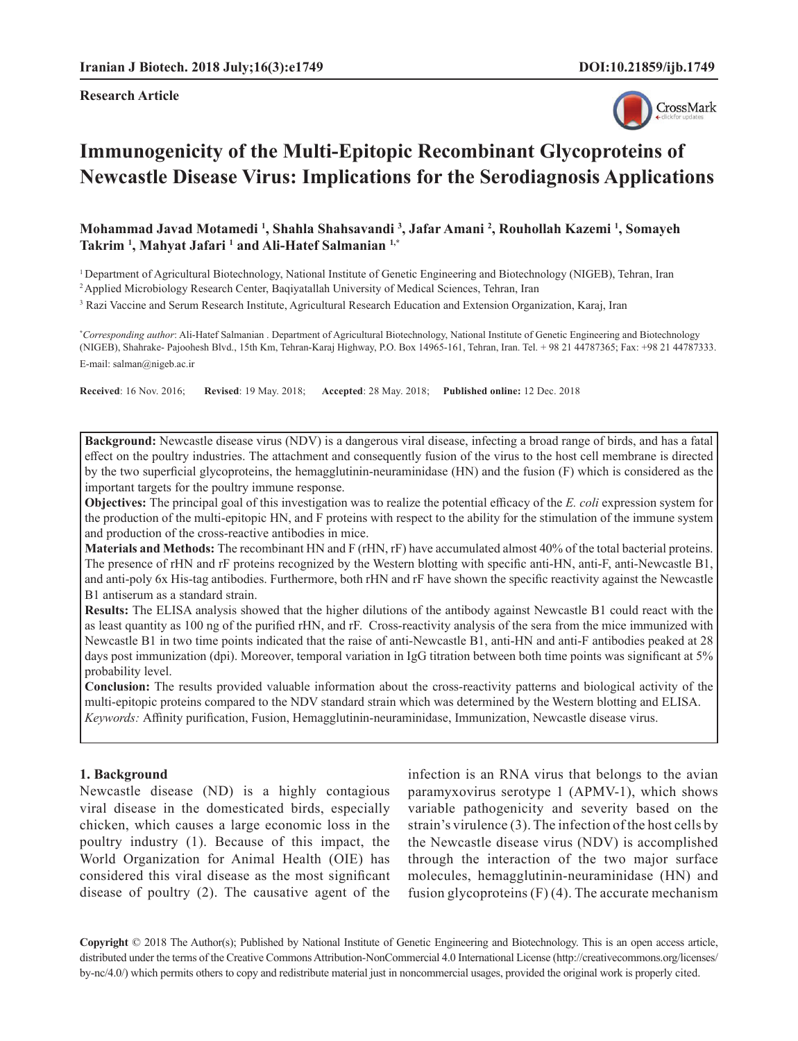**Research Article**

# Immunogenicity of the Multi-Epitopic Recombinant Glycoproteins of Newcastle Disease Virus: Implications for the Serodiagnosis Applications

**Mohammad Javad Motamedi [1], Shahla Shahsavandi [3], Jafar Amani [2], Rouhollah Kazemi [1], Somayeh Takrim [1], Mahyat Jafari [1] and Ali-Hatef Salmanian [1,*]**

[1] Department of Agricultural Biotechnology, National Institute of Genetic Engineering and Biotechnology (NIGEB), Tehran, Iran
[2] Applied Microbiology Research Center, Baqiyatallah University of Medical Sciences, Tehran, Iran
[3] Razi Vaccine and Serum Research Institute, Agricultural Research Education and Extension Organization, Karaj, Iran

[*] *Corresponding author*: Ali-Hatef Salmanian . Department of Agricultural Biotechnology, National Institute of Genetic Engineering and Biotechnology (NIGEB), Shahrake- Pajoohesh Blvd., 15th Km, Tehran-Karaj Highway, P.O. Box 14965-161, Tehran, Iran. Tel. + 98 21 44787365; Fax: +98 21 44787333. E-mail: salman@nigeb.ac.ir

**Received**: 16 Nov. 2016; **Revised**: 19 May. 2018; **Accepted**: 28 May. 2018; **Published online:** 12 Dec. 2018

**Background:** Newcastle disease virus (NDV) is a dangerous viral disease, infecting a broad range of birds, and has a fatal effect on the poultry industries. The attachment and consequently fusion of the virus to the host cell membrane is directed by the two superficial glycoproteins, the hemagglutinin-neuraminidase (HN) and the fusion (F) which is considered as the important targets for the poultry immune response.

**Objectives:** The principal goal of this investigation was to realize the potential efficacy of the *E. coli* expression system for the production of the multi-epitopic HN, and F proteins with respect to the ability for the stimulation of the immune system and production of the cross-reactive antibodies in mice.

**Materials and Methods:** The recombinant HN and F (rHN, rF) have accumulated almost 40% of the total bacterial proteins. The presence of rHN and rF proteins recognized by the Western blotting with specific anti-HN, anti-F, anti-Newcastle B1, and anti-poly 6x His-tag antibodies. Furthermore, both rHN and rF have shown the specific reactivity against the Newcastle B1 antiserum as a standard strain.

**Results:** The ELISA analysis showed that the higher dilutions of the antibody against Newcastle B1 could react with the as least quantity as 100 ng of the purified rHN, and rF. Cross-reactivity analysis of the sera from the mice immunized with Newcastle B1 in two time points indicated that the raise of anti-Newcastle B1, anti-HN and anti-F antibodies peaked at 28 days post immunization (dpi). Moreover, temporal variation in IgG titration between both time points was significant at 5% probability level.

**Conclusion:** The results provided valuable information about the cross-reactivity patterns and biological activity of the multi-epitopic proteins compared to the NDV standard strain which was determined by the Western blotting and ELISA.

*Keywords:* Affinity purification, Fusion, Hemagglutinin-neuraminidase, Immunization, Newcastle disease virus.

## 1. Background

Newcastle disease (ND) is a highly contagious viral disease in the domesticated birds, especially chicken, which causes a large economic loss in the poultry industry (1). Because of this impact, the World Organization for Animal Health (OIE) has considered this viral disease as the most significant disease of poultry (2). The causative agent of the infection is an RNA virus that belongs to the avian paramyxovirus serotype 1 (APMV-1), which shows variable pathogenicity and severity based on the strain's virulence (3). The infection of the host cells by the Newcastle disease virus (NDV) is accomplished through the interaction of the two major surface molecules, hemagglutinin-neuraminidase (HN) and fusion glycoproteins (F) (4). The accurate mechanism

**Copyright** © 2018 The Author(s); Published by National Institute of Genetic Engineering and Biotechnology. This is an open access article, distributed under the terms of the Creative Commons Attribution-NonCommercial 4.0 International License (http://creativecommons.org/licenses/by-nc/4.0/) which permits others to copy and redistribute material just in noncommercial usages, provided the original work is properly cited.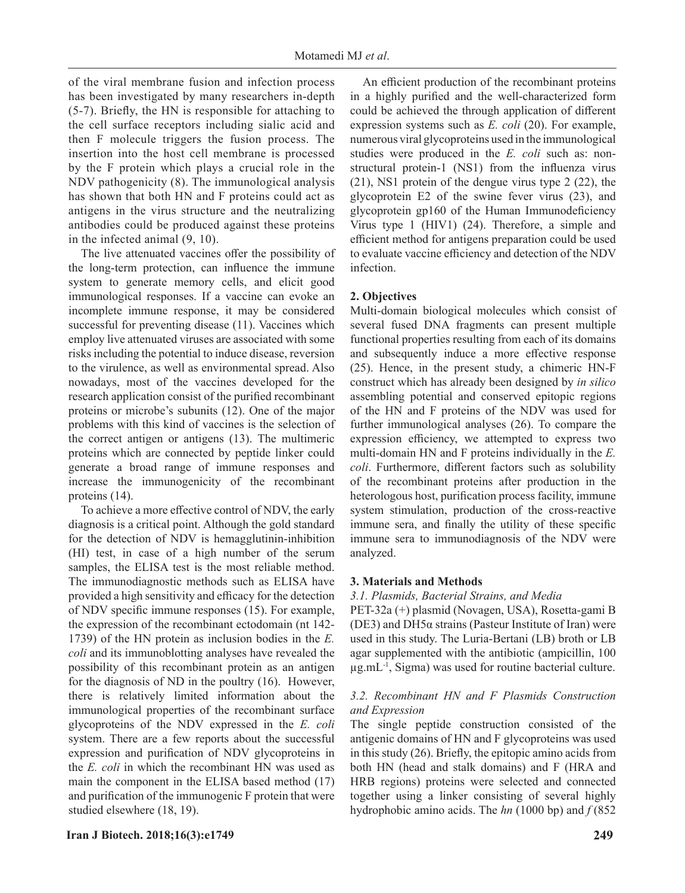of the viral membrane fusion and infection process has been investigated by many researchers in-depth (5-7). Briefly, the HN is responsible for attaching to the cell surface receptors including sialic acid and then F molecule triggers the fusion process. The insertion into the host cell membrane is processed by the F protein which plays a crucial role in the NDV pathogenicity (8). The immunological analysis has shown that both HN and F proteins could act as antigens in the virus structure and the neutralizing antibodies could be produced against these proteins in the infected animal (9, 10).

The live attenuated vaccines offer the possibility of the long-term protection, can influence the immune system to generate memory cells, and elicit good immunological responses. If a vaccine can evoke an incomplete immune response, it may be considered successful for preventing disease (11). Vaccines which employ live attenuated viruses are associated with some risks including the potential to induce disease, reversion to the virulence, as well as environmental spread. Also nowadays, most of the vaccines developed for the research application consist of the purified recombinant proteins or microbe's subunits (12). One of the major problems with this kind of vaccines is the selection of the correct antigen or antigens (13). The multimeric proteins which are connected by peptide linker could generate a broad range of immune responses and increase the immunogenicity of the recombinant proteins (14).

To achieve a more effective control of NDV, the early diagnosis is a critical point. Although the gold standard for the detection of NDV is hemagglutinin-inhibition (HI) test, in case of a high number of the serum samples, the ELISA test is the most reliable method. The immunodiagnostic methods such as ELISA have provided a high sensitivity and efficacy for the detection of NDV specific immune responses (15). For example, the expression of the recombinant ectodomain (nt 142-1739) of the HN protein as inclusion bodies in the *E. coli* and its immunoblotting analyses have revealed the possibility of this recombinant protein as an antigen for the diagnosis of ND in the poultry (16). However, there is relatively limited information about the immunological properties of the recombinant surface glycoproteins of the NDV expressed in the *E. coli* system. There are a few reports about the successful expression and purification of NDV glycoproteins in the *E. coli* in which the recombinant HN was used as main the component in the ELISA based method (17) and purification of the immunogenic F protein that were studied elsewhere (18, 19).

An efficient production of the recombinant proteins in a highly purified and the well-characterized form could be achieved the through application of different expression systems such as *E. coli* (20). For example, numerous viral glycoproteins used in the immunological studies were produced in the *E. coli* such as: non-structural protein-1 (NS1) from the influenza virus (21), NS1 protein of the dengue virus type 2 (22), the glycoprotein E2 of the swine fever virus (23), and glycoprotein gp160 of the Human Immunodeficiency Virus type 1 (HIV1) (24). Therefore, a simple and efficient method for antigens preparation could be used to evaluate vaccine efficiency and detection of the NDV infection.

## 2. Objectives

Multi-domain biological molecules which consist of several fused DNA fragments can present multiple functional properties resulting from each of its domains and subsequently induce a more effective response (25). Hence, in the present study, a chimeric HN-F construct which has already been designed by *in silico* assembling potential and conserved epitopic regions of the HN and F proteins of the NDV was used for further immunological analyses (26). To compare the expression efficiency, we attempted to express two multi-domain HN and F proteins individually in the *E. coli*. Furthermore, different factors such as solubility of the recombinant proteins after production in the heterologous host, purification process facility, immune system stimulation, production of the cross-reactive immune sera, and finally the utility of these specific immune sera to immunodiagnosis of the NDV were analyzed.

## 3. Materials and Methods

### 3.1. Plasmids, Bacterial Strains, and Media

PET-32a (+) plasmid (Novagen, USA), Rosetta-gami B (DE3) and DH5α strains (Pasteur Institute of Iran) were used in this study. The Luria-Bertani (LB) broth or LB agar supplemented with the antibiotic (ampicillin, 100 $\mu g.mL^{-1}$, Sigma) was used for routine bacterial culture.

### 3.2. Recombinant HN and F Plasmids Construction and Expression

The single peptide construction consisted of the antigenic domains of HN and F glycoproteins was used in this study (26). Briefly, the epitopic amino acids from both HN (head and stalk domains) and F (HRA and HRB regions) proteins were selected and connected together using a linker consisting of several highly hydrophobic amino acids. The *hn* (1000 bp) and *f* (852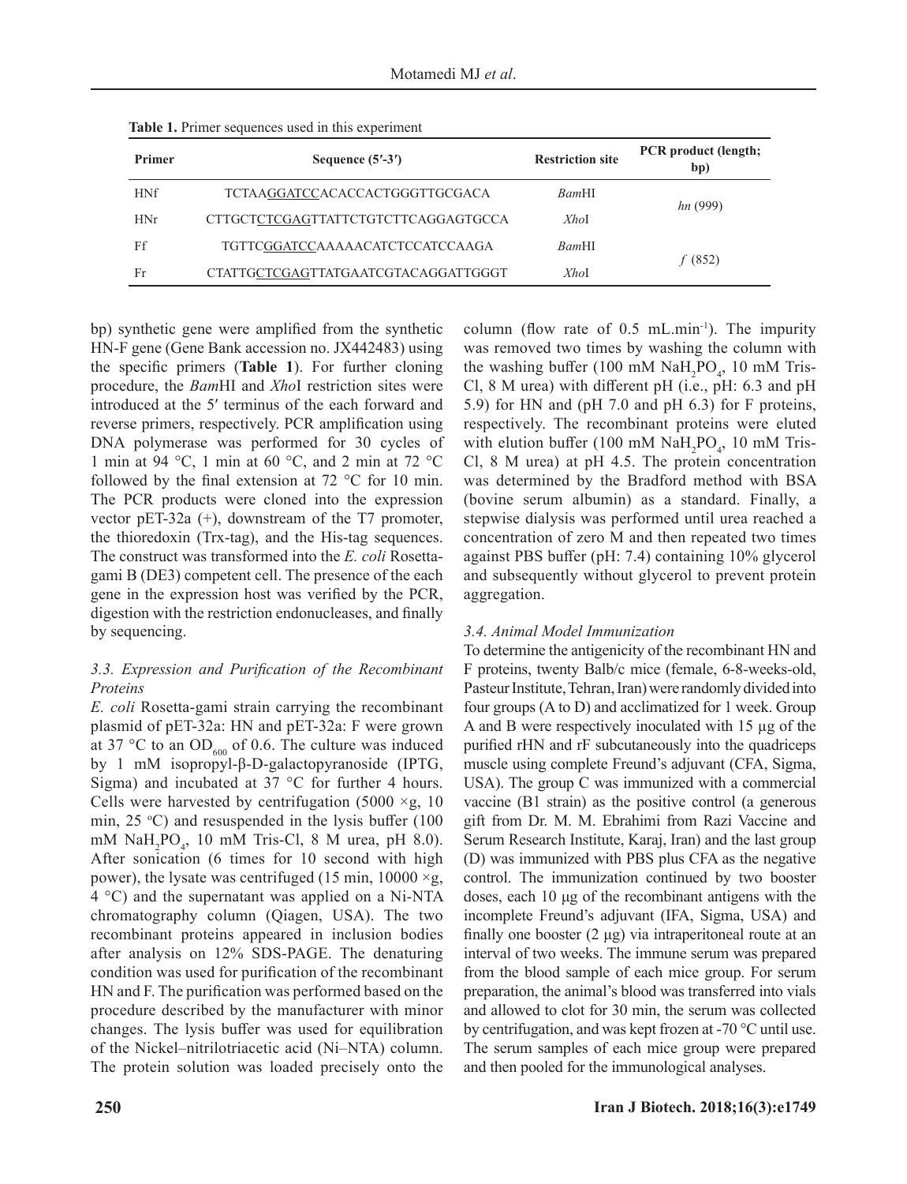**Table 1.** Primer sequences used in this experiment

| Primer | Sequence (5′-3′) | Restriction site | PCR product (length; bp) |
|---|---|---|---|
| HNf | TCTAAGGATCCACACCACTGGGTTGCGACA | *Bam*HI | *hn* (999) |
| HNr | CTTGCTCTCGAGTTATTCTGTCTTCAGGAGTGCCA | *Xho*I | |
| Ff | TGTTCGGATCCAAAAACATCTCCATCCAAGA | *Bam*HI | *f* (852) |
| Fr | CTATTGCTCGAGTTATGAATCGTACAGGATTGGGT | *Xho*I | |

bp) synthetic gene were amplified from the synthetic HN-F gene (Gene Bank accession no. JX442483) using the specific primers (**Table 1**). For further cloning procedure, the *Bam*HI and *Xho*I restriction sites were introduced at the 5′ terminus of the each forward and reverse primers, respectively. PCR amplification using DNA polymerase was performed for 30 cycles of 1 min at 94 °C, 1 min at 60 °C, and 2 min at 72 °C followed by the final extension at 72 °C for 10 min. The PCR products were cloned into the expression vector pET-32a (+), downstream of the T7 promoter, the thioredoxin (Trx-tag), and the His-tag sequences. The construct was transformed into the *E. coli* Rosetta-gami B (DE3) competent cell. The presence of the each gene in the expression host was verified by the PCR, digestion with the restriction endonucleases, and finally by sequencing.

### *3.3. Expression and Purification of the Recombinant Proteins*

*E. coli* Rosetta-gami strain carrying the recombinant plasmid of pET-32a: HN and pET-32a: F were grown at 37 °C to an $OD_{600}$ of 0.6. The culture was induced by 1 mM isopropyl-β-D-galactopyranoside (IPTG, Sigma) and incubated at 37 °C for further 4 hours. Cells were harvested by centrifugation (5000 ×g, 10 min, 25 °C) and resuspended in the lysis buffer (100 mM $NaH_2PO_4$, 10 mM Tris-Cl, 8 M urea, pH 8.0). After sonication (6 times for 10 second with high power), the lysate was centrifuged (15 min, 10000 ×g, 4 °C) and the supernatant was applied on a Ni-NTA chromatography column (Qiagen, USA). The two recombinant proteins appeared in inclusion bodies after analysis on 12% SDS-PAGE. The denaturing condition was used for purification of the recombinant HN and F. The purification was performed based on the procedure described by the manufacturer with minor changes. The lysis buffer was used for equilibration of the Nickel–nitrilotriacetic acid (Ni–NTA) column. The protein solution was loaded precisely onto the column (flow rate of 0.5 $mL.min^{-1}$). The impurity was removed two times by washing the column with the washing buffer (100 mM $NaH_2PO_4$, 10 mM Tris-Cl, 8 M urea) with different pH (i.e., pH: 6.3 and pH 5.9) for HN and (pH 7.0 and pH 6.3) for F proteins, respectively. The recombinant proteins were eluted with elution buffer (100 mM $NaH_2PO_4$, 10 mM Tris-Cl, 8 M urea) at pH 4.5. The protein concentration was determined by the Bradford method with BSA (bovine serum albumin) as a standard. Finally, a stepwise dialysis was performed until urea reached a concentration of zero M and then repeated two times against PBS buffer (pH: 7.4) containing 10% glycerol and subsequently without glycerol to prevent protein aggregation.

### *3.4. Animal Model Immunization*

To determine the antigenicity of the recombinant HN and F proteins, twenty Balb/c mice (female, 6-8-weeks-old, Pasteur Institute, Tehran, Iran) were randomly divided into four groups (A to D) and acclimatized for 1 week. Group A and B were respectively inoculated with 15 µg of the purified rHN and rF subcutaneously into the quadriceps muscle using complete Freund's adjuvant (CFA, Sigma, USA). The group C was immunized with a commercial vaccine (B1 strain) as the positive control (a generous gift from Dr. M. M. Ebrahimi from Razi Vaccine and Serum Research Institute, Karaj, Iran) and the last group (D) was immunized with PBS plus CFA as the negative control. The immunization continued by two booster doses, each 10 µg of the recombinant antigens with the incomplete Freund's adjuvant (IFA, Sigma, USA) and finally one booster (2 µg) via intraperitoneal route at an interval of two weeks. The immune serum was prepared from the blood sample of each mice group. For serum preparation, the animal's blood was transferred into vials and allowed to clot for 30 min, the serum was collected by centrifugation, and was kept frozen at -70 °C until use. The serum samples of each mice group were prepared and then pooled for the immunological analyses.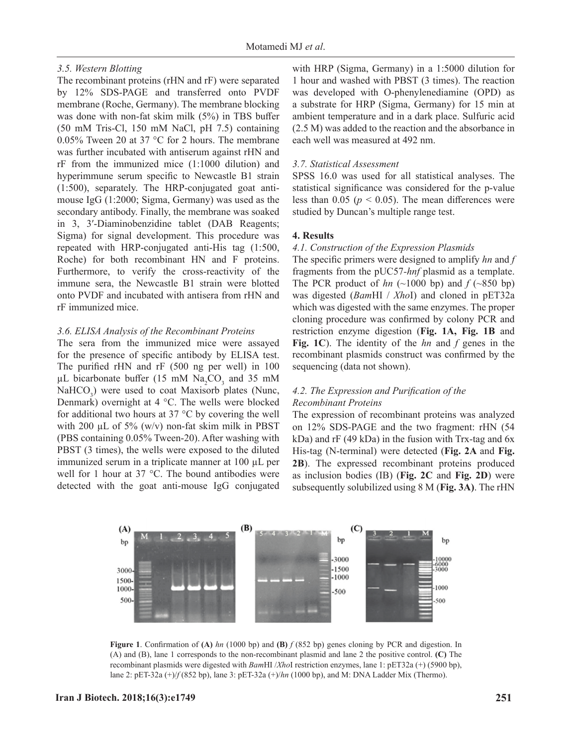### 3.5. Western Blotting

The recombinant proteins (rHN and rF) were separated by 12% SDS-PAGE and transferred onto PVDF membrane (Roche, Germany). The membrane blocking was done with non-fat skim milk (5%) in TBS buffer (50 mM Tris-Cl, 150 mM NaCl, pH 7.5) containing 0.05% Tween 20 at 37 °C for 2 hours. The membrane was further incubated with antiserum against rHN and rF from the immunized mice (1:1000 dilution) and hyperimmune serum specific to Newcastle B1 strain (1:500), separately. The HRP-conjugated goat anti-mouse IgG (1:2000; Sigma, Germany) was used as the secondary antibody. Finally, the membrane was soaked in 3, 3′-Diaminobenzidine tablet (DAB Reagents; Sigma) for signal development. This procedure was repeated with HRP-conjugated anti-His tag (1:500, Roche) for both recombinant HN and F proteins. Furthermore, to verify the cross-reactivity of the immune sera, the Newcastle B1 strain were blotted onto PVDF and incubated with antisera from rHN and rF immunized mice.

### 3.6. ELISA Analysis of the Recombinant Proteins

The sera from the immunized mice were assayed for the presence of specific antibody by ELISA test. The purified rHN and rF (500 ng per well) in 100 µL bicarbonate buffer (15 mM $Na_2CO_3$ and 35 mM $NaHCO_3$) were used to coat Maxisorb plates (Nunc, Denmark) overnight at 4 °C. The wells were blocked for additional two hours at 37 °C by covering the well with 200 µL of 5% (w/v) non-fat skim milk in PBST (PBS containing 0.05% Tween-20). After washing with PBST (3 times), the wells were exposed to the diluted immunized serum in a triplicate manner at 100 µL per well for 1 hour at 37 °C. The bound antibodies were detected with the goat anti-mouse IgG conjugated with HRP (Sigma, Germany) in a 1:5000 dilution for 1 hour and washed with PBST (3 times). The reaction was developed with O-phenylenediamine (OPD) as a substrate for HRP (Sigma, Germany) for 15 min at ambient temperature and in a dark place. Sulfuric acid (2.5 M) was added to the reaction and the absorbance in each well was measured at 492 nm.

### 3.7. Statistical Assessment

SPSS 16.0 was used for all statistical analyses. The statistical significance was considered for the p-value less than 0.05 ($p < 0.05$). The mean differences were studied by Duncan's multiple range test.

## 4. Results

### 4.1. Construction of the Expression Plasmids

The specific primers were designed to amplify *hn* and *f* fragments from the pUC57-*hnf* plasmid as a template. The PCR product of *hn* (~1000 bp) and *f* (~850 bp) was digested (*Bam*HI / *Xho*I) and cloned in pET32a which was digested with the same enzymes. The proper cloning procedure was confirmed by colony PCR and restriction enzyme digestion (**Fig. 1A, Fig. 1B** and **Fig. 1C**). The identity of the *hn* and *f* genes in the recombinant plasmids construct was confirmed by the sequencing (data not shown).

### 4.2. The Expression and Purification of the Recombinant Proteins

The expression of recombinant proteins was analyzed on 12% SDS-PAGE and the two fragment: rHN (54 kDa) and rF (49 kDa) in the fusion with Trx-tag and 6x His-tag (N-terminal) were detected (**Fig. 2A** and **Fig. 2B**). The expressed recombinant proteins produced as inclusion bodies (IB) (**Fig. 2C** and **Fig. 2D**) were subsequently solubilized using 8 M (**Fig. 3A)**. The rHN

**Figure 1**. Confirmation of **(A)** *hn* (1000 bp) and **(B)** *f* (852 bp) genes cloning by PCR and digestion. In (A) and (B), lane 1 corresponds to the non-recombinant plasmid and lane 2 the positive control. **(C)** The recombinant plasmids were digested with *Bam*HI /*Xho*I restriction enzymes, lane 1: pET32a (+) (5900 bp), lane 2: pET-32a (+)/*f* (852 bp), lane 3: pET-32a (+)/*hn* (1000 bp), and M: DNA Ladder Mix (Thermo).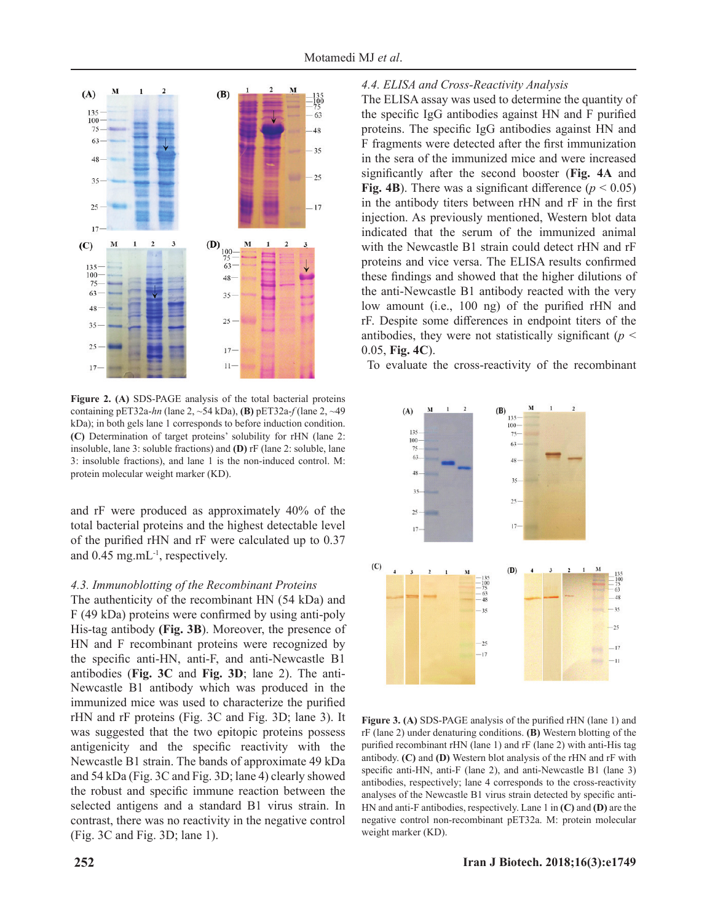Figure 2. **(A)** SDS-PAGE analysis of the total bacterial proteins containing pET32a-*hn* (lane 2, ~54 kDa), **(B)** pET32a-*f* (lane 2, ~49 kDa); in both gels lane 1 corresponds to before induction condition. **(C)** Determination of target proteins' solubility for rHN (lane 2: insoluble, lane 3: soluble fractions) and **(D)** rF (lane 2: soluble, lane 3: insoluble fractions), and lane 1 is the non-induced control. M: protein molecular weight marker (KD).

and rF were produced as approximately 40% of the total bacterial proteins and the highest detectable level of the purified rHN and rF were calculated up to 0.37 and 0.45 mg.mL$^{-1}$, respectively.

### *4.3. Immunoblotting of the Recombinant Proteins*

The authenticity of the recombinant HN (54 kDa) and F (49 kDa) proteins were confirmed by using anti-poly His-tag antibody **(Fig. 3B)**. Moreover, the presence of HN and F recombinant proteins were recognized by the specific anti-HN, anti-F, and anti-Newcastle B1 antibodies (**Fig. 3C** and **Fig. 3D**; lane 2). The anti-Newcastle B1 antibody which was produced in the immunized mice was used to characterize the purified rHN and rF proteins (Fig. 3C and Fig. 3D; lane 3). It was suggested that the two epitopic proteins possess antigenicity and the specific reactivity with the Newcastle B1 strain. The bands of approximate 49 kDa and 54 kDa (Fig. 3C and Fig. 3D; lane 4) clearly showed the robust and specific immune reaction between the selected antigens and a standard B1 virus strain. In contrast, there was no reactivity in the negative control (Fig. 3C and Fig. 3D; lane 1).

### *4.4. ELISA and Cross-Reactivity Analysis*

The ELISA assay was used to determine the quantity of the specific IgG antibodies against HN and F purified proteins. The specific IgG antibodies against HN and F fragments were detected after the first immunization in the sera of the immunized mice and were increased significantly after the second booster (**Fig. 4A** and **Fig. 4B**). There was a significant difference ($p < 0.05$) in the antibody titers between rHN and rF in the first injection. As previously mentioned, Western blot data indicated that the serum of the immunized animal with the Newcastle B1 strain could detect rHN and rF proteins and vice versa. The ELISA results confirmed these findings and showed that the higher dilutions of the anti-Newcastle B1 antibody reacted with the very low amount (i.e., 100 ng) of the purified rHN and rF. Despite some differences in endpoint titers of the antibodies, they were not statistically significant ($p <$ 0.05, **Fig. 4C**).

To evaluate the cross-reactivity of the recombinant

**Figure 3. (A)** SDS-PAGE analysis of the purified rHN (lane 1) and rF (lane 2) under denaturing conditions. **(B)** Western blotting of the purified recombinant rHN (lane 1) and rF (lane 2) with anti-His tag antibody. **(C)** and **(D)** Western blot analysis of the rHN and rF with specific anti-HN, anti-F (lane 2), and anti-Newcastle B1 (lane 3) antibodies, respectively; lane 4 corresponds to the cross-reactivity analyses of the Newcastle B1 virus strain detected by specific anti-HN and anti-F antibodies, respectively. Lane 1 in **(C)** and **(D)** are the negative control non-recombinant pET32a. M: protein molecular weight marker (KD).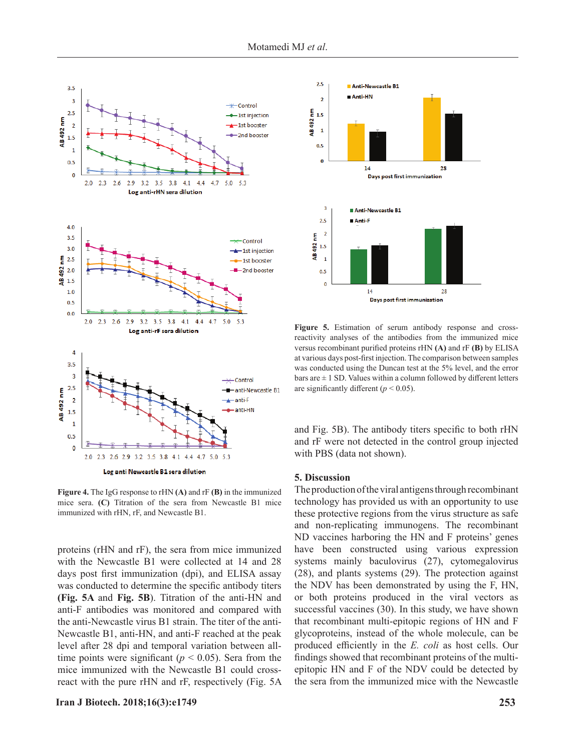**Figure 4.** The IgG response to rHN **(A)** and rF **(B)** in the immunized mice sera. **(C)** Titration of the sera from Newcastle B1 mice immunized with rHN, rF, and Newcastle B1.

proteins (rHN and rF), the sera from mice immunized with the Newcastle B1 were collected at 14 and 28 days post first immunization (dpi), and ELISA assay was conducted to determine the specific antibody titers **(Fig. 5A** and **Fig. 5B)**. Titration of the anti-HN and anti-F antibodies was monitored and compared with the anti-Newcastle virus B1 strain. The titer of the anti-Newcastle B1, anti-HN, and anti-F reached at the peak level after 28 dpi and temporal variation between all-time points were significant ($p < 0.05$). Sera from the mice immunized with the Newcastle B1 could cross-react with the pure rHN and rF, respectively (Fig. 5A and Fig. 5B). The antibody titers specific to both rHN and rF were not detected in the control group injected with PBS (data not shown).

**Figure 5.** Estimation of serum antibody response and cross-reactivity analyses of the antibodies from the immunized mice versus recombinant purified proteins rHN **(A)** and rF **(B)** by ELISA at various days post-first injection. The comparison between samples was conducted using the Duncan test at the 5% level, and the error bars are ± 1 SD. Values within a column followed by different letters are significantly different ($p < 0.05$).

## 5. Discussion

The production of the viral antigens through recombinant technology has provided us with an opportunity to use these protective regions from the virus structure as safe and non-replicating immunogens. The recombinant ND vaccines harboring the HN and F proteins' genes have been constructed using various expression systems mainly baculovirus (27), cytomegalovirus (28), and plants systems (29). The protection against the NDV has been demonstrated by using the F, HN, or both proteins produced in the viral vectors as successful vaccines (30). In this study, we have shown that recombinant multi-epitopic regions of HN and F glycoproteins, instead of the whole molecule, can be produced efficiently in the *E. coli* as host cells. Our findings showed that recombinant proteins of the multi-epitopic HN and F of the NDV could be detected by the sera from the immunized mice with the Newcastle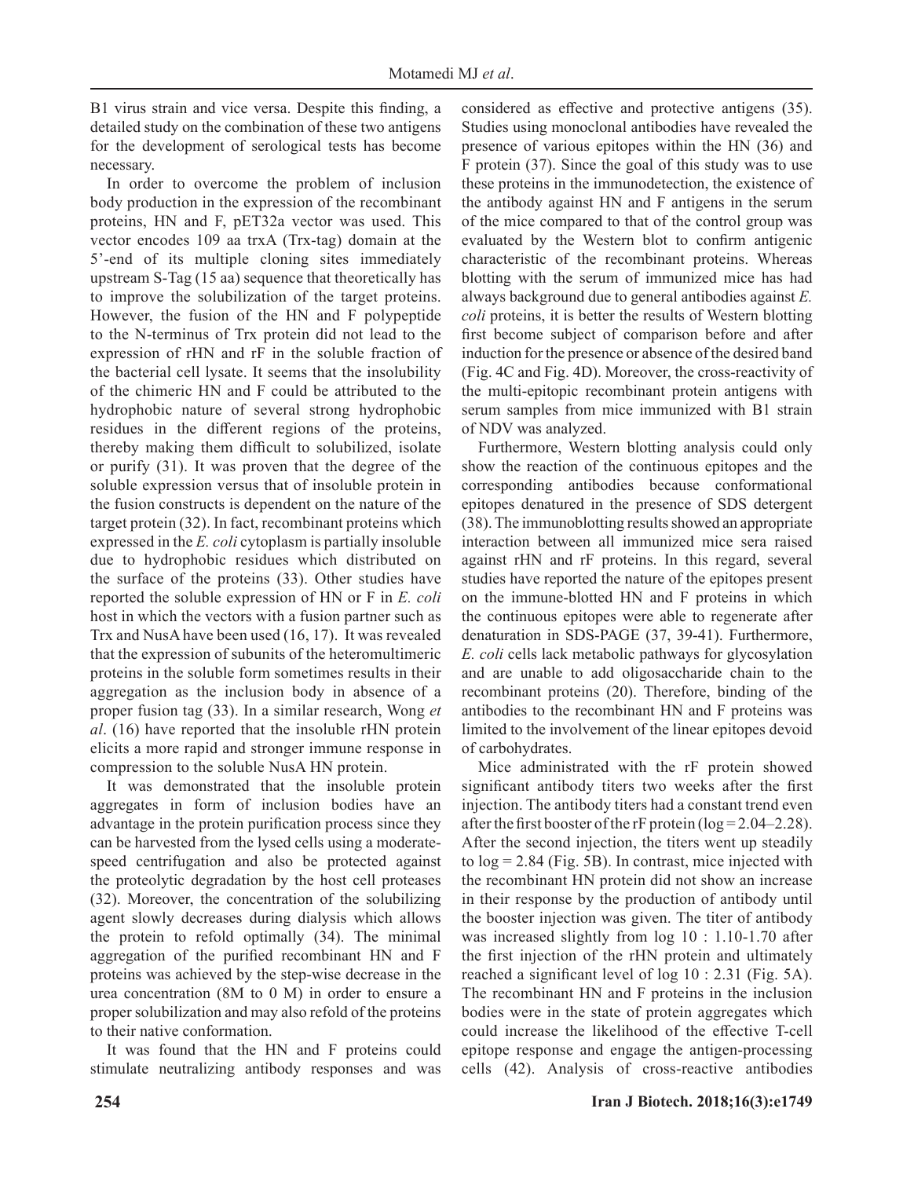B1 virus strain and vice versa. Despite this finding, a detailed study on the combination of these two antigens for the development of serological tests has become necessary.

In order to overcome the problem of inclusion body production in the expression of the recombinant proteins, HN and F, pET32a vector was used. This vector encodes 109 aa trxA (Trx-tag) domain at the 5'-end of its multiple cloning sites immediately upstream S-Tag (15 aa) sequence that theoretically has to improve the solubilization of the target proteins. However, the fusion of the HN and F polypeptide to the N-terminus of Trx protein did not lead to the expression of rHN and rF in the soluble fraction of the bacterial cell lysate. It seems that the insolubility of the chimeric HN and F could be attributed to the hydrophobic nature of several strong hydrophobic residues in the different regions of the proteins, thereby making them difficult to solubilized, isolate or purify (31). It was proven that the degree of the soluble expression versus that of insoluble protein in the fusion constructs is dependent on the nature of the target protein (32). In fact, recombinant proteins which expressed in the *E. coli* cytoplasm is partially insoluble due to hydrophobic residues which distributed on the surface of the proteins (33). Other studies have reported the soluble expression of HN or F in *E. coli* host in which the vectors with a fusion partner such as Trx and NusA have been used (16, 17). It was revealed that the expression of subunits of the heteromultimeric proteins in the soluble form sometimes results in their aggregation as the inclusion body in absence of a proper fusion tag (33). In a similar research, Wong *et al*. (16) have reported that the insoluble rHN protein elicits a more rapid and stronger immune response in compression to the soluble NusA HN protein.

It was demonstrated that the insoluble protein aggregates in form of inclusion bodies have an advantage in the protein purification process since they can be harvested from the lysed cells using a moderate-speed centrifugation and also be protected against the proteolytic degradation by the host cell proteases (32). Moreover, the concentration of the solubilizing agent slowly decreases during dialysis which allows the protein to refold optimally (34). The minimal aggregation of the purified recombinant HN and F proteins was achieved by the step-wise decrease in the urea concentration (8M to 0 M) in order to ensure a proper solubilization and may also refold of the proteins to their native conformation.

It was found that the HN and F proteins could stimulate neutralizing antibody responses and was considered as effective and protective antigens (35). Studies using monoclonal antibodies have revealed the presence of various epitopes within the HN (36) and F protein (37). Since the goal of this study was to use these proteins in the immunodetection, the existence of the antibody against HN and F antigens in the serum of the mice compared to that of the control group was evaluated by the Western blot to confirm antigenic characteristic of the recombinant proteins. Whereas blotting with the serum of immunized mice has had always background due to general antibodies against *E. coli* proteins, it is better the results of Western blotting first become subject of comparison before and after induction for the presence or absence of the desired band (Fig. 4C and Fig. 4D). Moreover, the cross-reactivity of the multi-epitopic recombinant protein antigens with serum samples from mice immunized with B1 strain of NDV was analyzed.

Furthermore, Western blotting analysis could only show the reaction of the continuous epitopes and the corresponding antibodies because conformational epitopes denatured in the presence of SDS detergent (38). The immunoblotting results showed an appropriate interaction between all immunized mice sera raised against rHN and rF proteins. In this regard, several studies have reported the nature of the epitopes present on the immune-blotted HN and F proteins in which the continuous epitopes were able to regenerate after denaturation in SDS-PAGE (37, 39-41). Furthermore, *E. coli* cells lack metabolic pathways for glycosylation and are unable to add oligosaccharide chain to the recombinant proteins (20). Therefore, binding of the antibodies to the recombinant HN and F proteins was limited to the involvement of the linear epitopes devoid of carbohydrates.

Mice administrated with the rF protein showed significant antibody titers two weeks after the first injection. The antibody titers had a constant trend even after the first booster of the rF protein (log = 2.04–2.28). After the second injection, the titers went up steadily to log = 2.84 (Fig. 5B). In contrast, mice injected with the recombinant HN protein did not show an increase in their response by the production of antibody until the booster injection was given. The titer of antibody was increased slightly from log 10 : 1.10-1.70 after the first injection of the rHN protein and ultimately reached a significant level of log 10 : 2.31 (Fig. 5A). The recombinant HN and F proteins in the inclusion bodies were in the state of protein aggregates which could increase the likelihood of the effective T-cell epitope response and engage the antigen-processing cells (42). Analysis of cross-reactive antibodies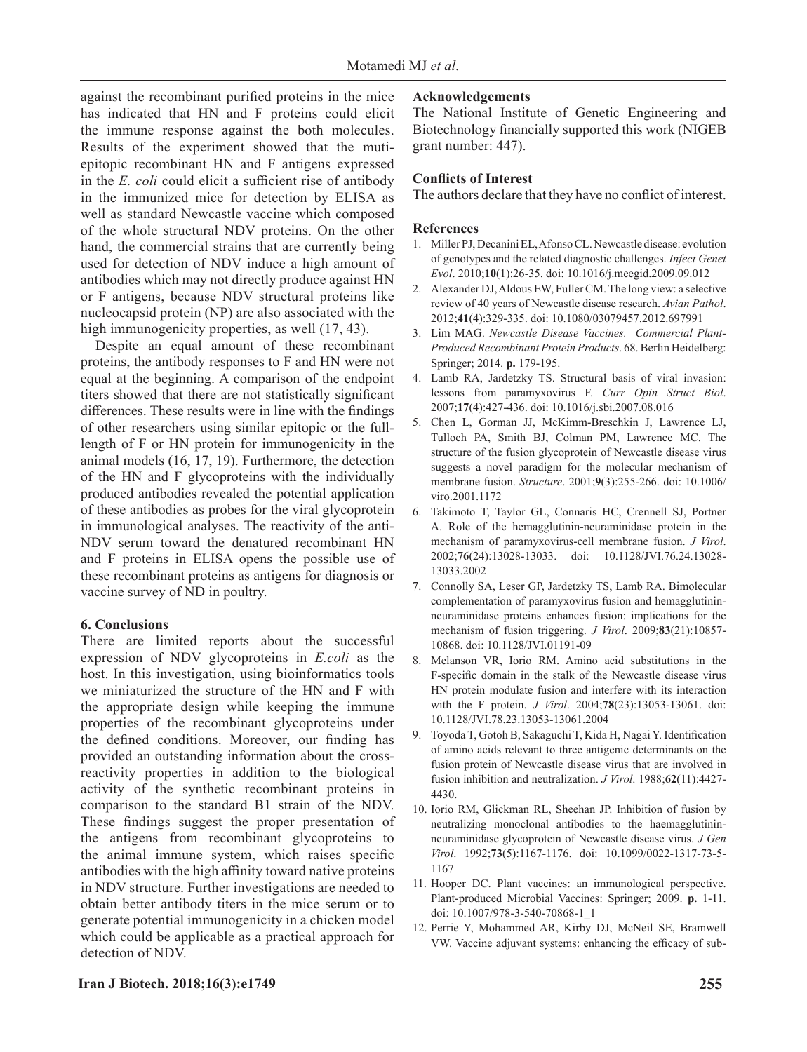against the recombinant purified proteins in the mice has indicated that HN and F proteins could elicit the immune response against the both molecules. Results of the experiment showed that the muti-epitopic recombinant HN and F antigens expressed in the *E. coli* could elicit a sufficient rise of antibody in the immunized mice for detection by ELISA as well as standard Newcastle vaccine which composed of the whole structural NDV proteins. On the other hand, the commercial strains that are currently being used for detection of NDV induce a high amount of antibodies which may not directly produce against HN or F antigens, because NDV structural proteins like nucleocapsid protein (NP) are also associated with the high immunogenicity properties, as well (17, 43).

Despite an equal amount of these recombinant proteins, the antibody responses to F and HN were not equal at the beginning. A comparison of the endpoint titers showed that there are not statistically significant differences. These results were in line with the findings of other researchers using similar epitopic or the full-length of F or HN protein for immunogenicity in the animal models (16, 17, 19). Furthermore, the detection of the HN and F glycoproteins with the individually produced antibodies revealed the potential application of these antibodies as probes for the viral glycoprotein in immunological analyses. The reactivity of the anti-NDV serum toward the denatured recombinant HN and F proteins in ELISA opens the possible use of these recombinant proteins as antigens for diagnosis or vaccine survey of ND in poultry.

## 6. Conclusions

There are limited reports about the successful expression of NDV glycoproteins in *E.coli* as the host. In this investigation, using bioinformatics tools we miniaturized the structure of the HN and F with the appropriate design while keeping the immune properties of the recombinant glycoproteins under the defined conditions. Moreover, our finding has provided an outstanding information about the cross-reactivity properties in addition to the biological activity of the synthetic recombinant proteins in comparison to the standard B1 strain of the NDV. These findings suggest the proper presentation of the antigens from recombinant glycoproteins to the animal immune system, which raises specific antibodies with the high affinity toward native proteins in NDV structure. Further investigations are needed to obtain better antibody titers in the mice serum or to generate potential immunogenicity in a chicken model which could be applicable as a practical approach for detection of NDV.

### Acknowledgements

The National Institute of Genetic Engineering and Biotechnology financially supported this work (NIGEB grant number: 447).

### Conflicts of Interest

The authors declare that they have no conflict of interest.

### References

1. Miller PJ, Decanini EL, Afonso CL. Newcastle disease: evolution of genotypes and the related diagnostic challenges. *Infect Genet Evol*. 2010;**10**(1):26-35. doi: 10.1016/j.meegid.2009.09.012
2. Alexander DJ, Aldous EW, Fuller CM. The long view: a selective review of 40 years of Newcastle disease research. *Avian Pathol*. 2012;**41**(4):329-335. doi: 10.1080/03079457.2012.697991
3. Lim MAG. *Newcastle Disease Vaccines. Commercial Plant-Produced Recombinant Protein Products*. 68. Berlin Heidelberg: Springer; 2014. **p.** 179-195.
4. Lamb RA, Jardetzky TS. Structural basis of viral invasion: lessons from paramyxovirus F. *Curr Opin Struct Biol*. 2007;**17**(4):427-436. doi: 10.1016/j.sbi.2007.08.016
5. Chen L, Gorman JJ, McKimm-Breschkin J, Lawrence LJ, Tulloch PA, Smith BJ, Colman PM, Lawrence MC. The structure of the fusion glycoprotein of Newcastle disease virus suggests a novel paradigm for the molecular mechanism of membrane fusion. *Structure*. 2001;**9**(3):255-266. doi: 10.1006/viro.2001.1172
6. Takimoto T, Taylor GL, Connaris HC, Crennell SJ, Portner A. Role of the hemagglutinin-neuraminidase protein in the mechanism of paramyxovirus-cell membrane fusion. *J Virol*. 2002;**76**(24):13028-13033. doi: 10.1128/JVI.76.24.13028-13033.2002
7. Connolly SA, Leser GP, Jardetzky TS, Lamb RA. Bimolecular complementation of paramyxovirus fusion and hemagglutinin-neuraminidase proteins enhances fusion: implications for the mechanism of fusion triggering. *J Virol*. 2009;**83**(21):10857-10868. doi: 10.1128/JVI.01191-09
8. Melanson VR, Iorio RM. Amino acid substitutions in the F-specific domain in the stalk of the Newcastle disease virus HN protein modulate fusion and interfere with its interaction with the F protein. *J Virol*. 2004;**78**(23):13053-13061. doi: 10.1128/JVI.78.23.13053-13061.2004
9. Toyoda T, Gotoh B, Sakaguchi T, Kida H, Nagai Y. Identification of amino acids relevant to three antigenic determinants on the fusion protein of Newcastle disease virus that are involved in fusion inhibition and neutralization. *J Virol*. 1988;**62**(11):4427-4430.
10. Iorio RM, Glickman RL, Sheehan JP. Inhibition of fusion by neutralizing monoclonal antibodies to the haemagglutinin-neuraminidase glycoprotein of Newcastle disease virus. *J Gen Virol*. 1992;**73**(5):1167-1176. doi: 10.1099/0022-1317-73-5-1167
11. Hooper DC. Plant vaccines: an immunological perspective. Plant-produced Microbial Vaccines: Springer; 2009. **p.** 1-11. doi: 10.1007/978-3-540-70868-1_1
12. Perrie Y, Mohammed AR, Kirby DJ, McNeil SE, Bramwell VW. Vaccine adjuvant systems: enhancing the efficacy of sub-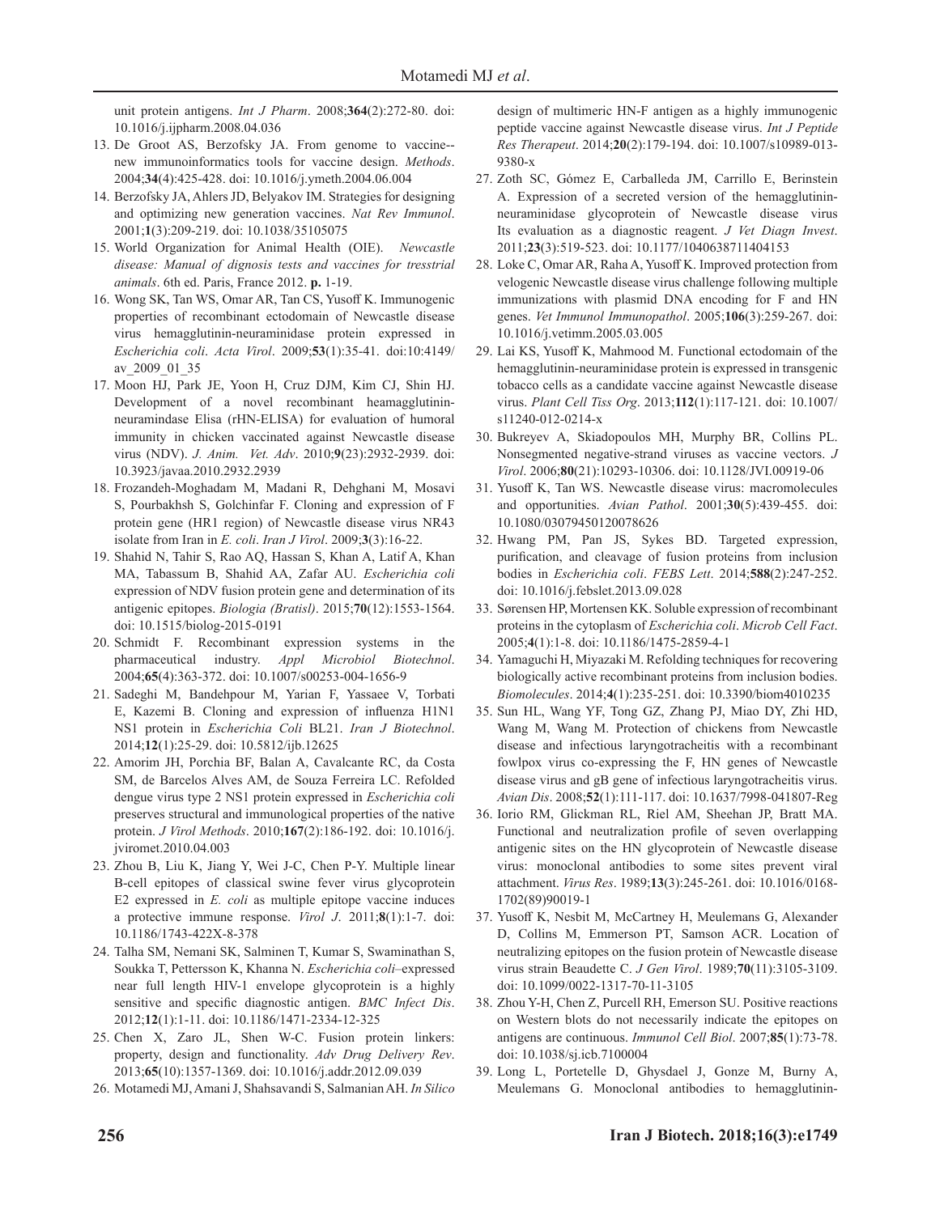unit protein antigens. *Int J Pharm*. 2008;**364**(2):272-80. doi: 10.1016/j.ijpharm.2008.04.036

13. De Groot AS, Berzofsky JA. From genome to vaccine--new immunoinformatics tools for vaccine design. *Methods*. 2004;**34**(4):425-428. doi: 10.1016/j.ymeth.2004.06.004
14. Berzofsky JA, Ahlers JD, Belyakov IM. Strategies for designing and optimizing new generation vaccines. *Nat Rev Immunol*. 2001;**1**(3):209-219. doi: 10.1038/35105075
15. World Organization for Animal Health (OIE). *Newcastle disease: Manual of dignosis tests and vaccines for tresstrial animals*. 6th ed. Paris, France 2012. **p.** 1-19.
16. Wong SK, Tan WS, Omar AR, Tan CS, Yusoff K. Immunogenic properties of recombinant ectodomain of Newcastle disease virus hemagglutinin-neuraminidase protein expressed in *Escherichia coli*. *Acta Virol*. 2009;**53**(1):35-41. doi:10:4149/av_2009_01_35
17. Moon HJ, Park JE, Yoon H, Cruz DJM, Kim CJ, Shin HJ. Development of a novel recombinant heamagglutinin-neuramindase Elisa (rHN-ELISA) for evaluation of humoral immunity in chicken vaccinated against Newcastle disease virus (NDV). *J. Anim. Vet. Adv*. 2010;**9**(23):2932-2939. doi: 10.3923/javaa.2010.2932.2939
18. Frozandeh-Moghadam M, Madani R, Dehghani M, Mosavi S, Pourbakhsh S, Golchinfar F. Cloning and expression of F protein gene (HR1 region) of Newcastle disease virus NR43 isolate from Iran in *E. coli*. *Iran J Virol*. 2009;**3**(3):16-22.
19. Shahid N, Tahir S, Rao AQ, Hassan S, Khan A, Latif A, Khan MA, Tabassum B, Shahid AA, Zafar AU. *Escherichia coli* expression of NDV fusion protein gene and determination of its antigenic epitopes. *Biologia (Bratisl)*. 2015;**70**(12):1553-1564. doi: 10.1515/biolog-2015-0191
20. Schmidt F. Recombinant expression systems in the pharmaceutical industry. *Appl Microbiol Biotechnol*. 2004;**65**(4):363-372. doi: 10.1007/s00253-004-1656-9
21. Sadeghi M, Bandehpour M, Yarian F, Yassaee V, Torbati E, Kazemi B. Cloning and expression of influenza H1N1 NS1 protein in *Escherichia Coli* BL21. *Iran J Biotechnol*. 2014;**12**(1):25-29. doi: 10.5812/ijb.12625
22. Amorim JH, Porchia BF, Balan A, Cavalcante RC, da Costa SM, de Barcelos Alves AM, de Souza Ferreira LC. Refolded dengue virus type 2 NS1 protein expressed in *Escherichia coli* preserves structural and immunological properties of the native protein. *J Virol Methods*. 2010;**167**(2):186-192. doi: 10.1016/j.jviromet.2010.04.003
23. Zhou B, Liu K, Jiang Y, Wei J-C, Chen P-Y. Multiple linear B-cell epitopes of classical swine fever virus glycoprotein E2 expressed in *E. coli* as multiple epitope vaccine induces a protective immune response. *Virol J*. 2011;**8**(1):1-7. doi: 10.1186/1743-422X-8-378
24. Talha SM, Nemani SK, Salminen T, Kumar S, Swaminathan S, Soukka T, Pettersson K, Khanna N. *Escherichia coli*–expressed near full length HIV-1 envelope glycoprotein is a highly sensitive and specific diagnostic antigen. *BMC Infect Dis*. 2012;**12**(1):1-11. doi: 10.1186/1471-2334-12-325
25. Chen X, Zaro JL, Shen W-C. Fusion protein linkers: property, design and functionality. *Adv Drug Delivery Rev*. 2013;**65**(10):1357-1369. doi: 10.1016/j.addr.2012.09.039
26. Motamedi MJ, Amani J, Shahsavandi S, Salmanian AH. *In Silico* design of multimeric HN-F antigen as a highly immunogenic peptide vaccine against Newcastle disease virus. *Int J Peptide Res Therapeut*. 2014;**20**(2):179-194. doi: 10.1007/s10989-013-9380-x
27. Zoth SC, Gómez E, Carballeda JM, Carrillo E, Berinstein A. Expression of a secreted version of the hemagglutinin-neuraminidase glycoprotein of Newcastle disease virus Its evaluation as a diagnostic reagent. *J Vet Diagn Invest*. 2011;**23**(3):519-523. doi: 10.1177/1040638711404153
28. Loke C, Omar AR, Raha A, Yusoff K. Improved protection from velogenic Newcastle disease virus challenge following multiple immunizations with plasmid DNA encoding for F and HN genes. *Vet Immunol Immunopathol*. 2005;**106**(3):259-267. doi: 10.1016/j.vetimm.2005.03.005
29. Lai KS, Yusoff K, Mahmood M. Functional ectodomain of the hemagglutinin-neuraminidase protein is expressed in transgenic tobacco cells as a candidate vaccine against Newcastle disease virus. *Plant Cell Tiss Org*. 2013;**112**(1):117-121. doi: 10.1007/s11240-012-0214-x
30. Bukreyev A, Skiadopoulos MH, Murphy BR, Collins PL. Nonsegmented negative-strand viruses as vaccine vectors. *J Virol*. 2006;**80**(21):10293-10306. doi: 10.1128/JVI.00919-06
31. Yusoff K, Tan WS. Newcastle disease virus: macromolecules and opportunities. *Avian Pathol*. 2001;**30**(5):439-455. doi: 10.1080/03079450120078626
32. Hwang PM, Pan JS, Sykes BD. Targeted expression, purification, and cleavage of fusion proteins from inclusion bodies in *Escherichia coli*. *FEBS Lett*. 2014;**588**(2):247-252. doi: 10.1016/j.febslet.2013.09.028
33. Sørensen HP, Mortensen KK. Soluble expression of recombinant proteins in the cytoplasm of *Escherichia coli*. *Microb Cell Fact*. 2005;**4**(1):1-8. doi: 10.1186/1475-2859-4-1
34. Yamaguchi H, Miyazaki M. Refolding techniques for recovering biologically active recombinant proteins from inclusion bodies. *Biomolecules*. 2014;**4**(1):235-251. doi: 10.3390/biom4010235
35. Sun HL, Wang YF, Tong GZ, Zhang PJ, Miao DY, Zhi HD, Wang M, Wang M. Protection of chickens from Newcastle disease and infectious laryngotracheitis with a recombinant fowlpox virus co-expressing the F, HN genes of Newcastle disease virus and gB gene of infectious laryngotracheitis virus. *Avian Dis*. 2008;**52**(1):111-117. doi: 10.1637/7998-041807-Reg
36. Iorio RM, Glickman RL, Riel AM, Sheehan JP, Bratt MA. Functional and neutralization profile of seven overlapping antigenic sites on the HN glycoprotein of Newcastle disease virus: monoclonal antibodies to some sites prevent viral attachment. *Virus Res*. 1989;**13**(3):245-261. doi: 10.1016/0168-1702(89)90019-1
37. Yusoff K, Nesbit M, McCartney H, Meulemans G, Alexander D, Collins M, Emmerson PT, Samson ACR. Location of neutralizing epitopes on the fusion protein of Newcastle disease virus strain Beaudette C. *J Gen Virol*. 1989;**70**(11):3105-3109. doi: 10.1099/0022-1317-70-11-3105
38. Zhou Y-H, Chen Z, Purcell RH, Emerson SU. Positive reactions on Western blots do not necessarily indicate the epitopes on antigens are continuous. *Immunol Cell Biol*. 2007;**85**(1):73-78. doi: 10.1038/sj.icb.7100004
39. Long L, Portetelle D, Ghysdael J, Gonze M, Burny A, Meulemans G. Monoclonal antibodies to hemagglutinin-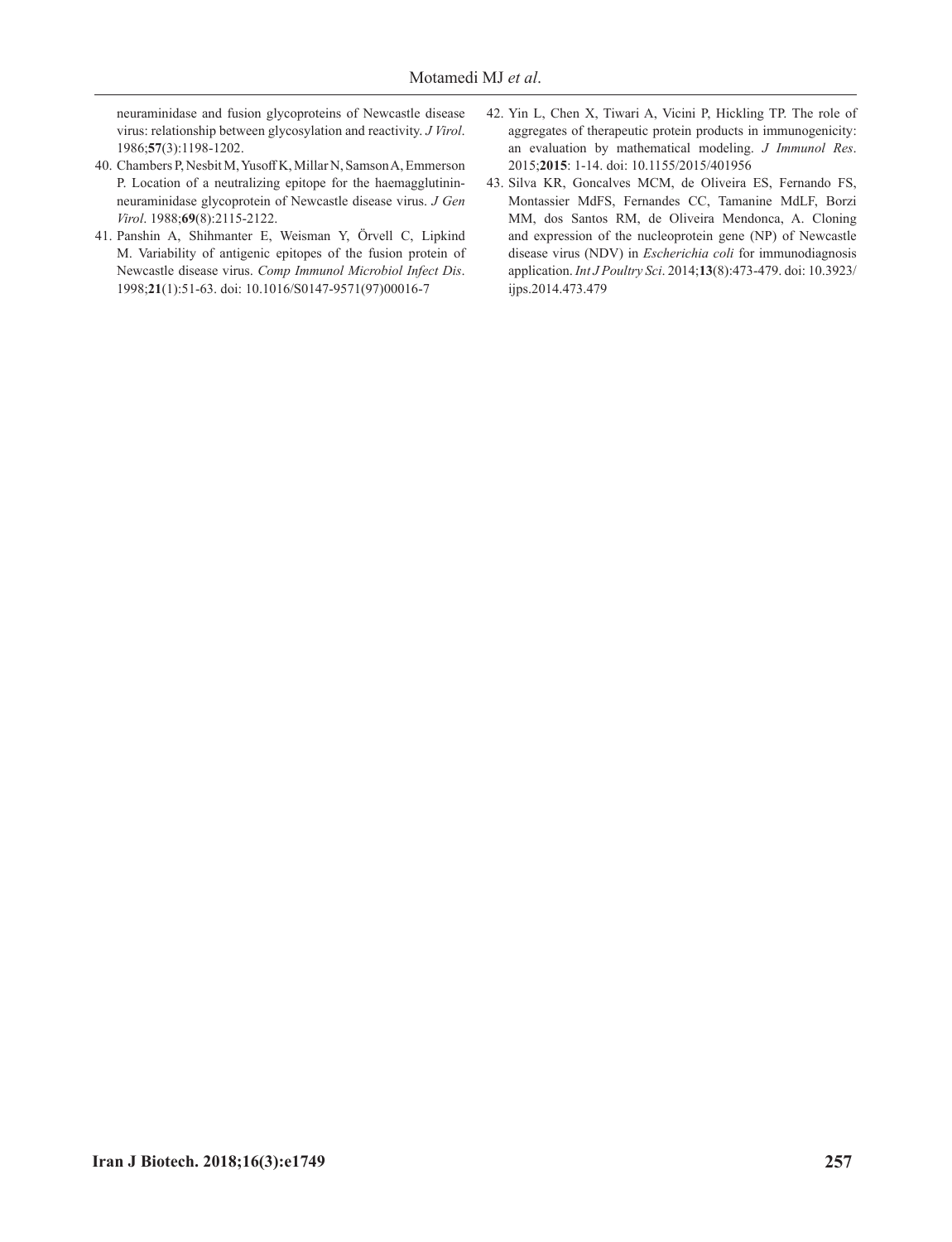neuraminidase and fusion glycoproteins of Newcastle disease virus: relationship between glycosylation and reactivity. *J Virol*. 1986;**57**(3):1198-1202.

40. Chambers P, Nesbit M, Yusoff K, Millar N, Samson A, Emmerson P. Location of a neutralizing epitope for the haemagglutinin-neuraminidase glycoprotein of Newcastle disease virus. *J Gen Virol*. 1988;**69**(8):2115-2122.
41. Panshin A, Shihmanter E, Weisman Y, Örvell C, Lipkind M. Variability of antigenic epitopes of the fusion protein of Newcastle disease virus. *Comp Immunol Microbiol Infect Dis*. 1998;**21**(1):51-63. doi: 10.1016/S0147-9571(97)00016-7
42. Yin L, Chen X, Tiwari A, Vicini P, Hickling TP. The role of aggregates of therapeutic protein products in immunogenicity: an evaluation by mathematical modeling. *J Immunol Res*. 2015;**2015**: 1-14. doi: 10.1155/2015/401956
43. Silva KR, Goncalves MCM, de Oliveira ES, Fernando FS, Montassier MdFS, Fernandes CC, Tamanine MdLF, Borzi MM, dos Santos RM, de Oliveira Mendonca, A. Cloning and expression of the nucleoprotein gene (NP) of Newcastle disease virus (NDV) in *Escherichia coli* for immunodiagnosis application. *Int J Poultry Sci*. 2014;**13**(8):473-479. doi: 10.3923/ijps.2014.473.479